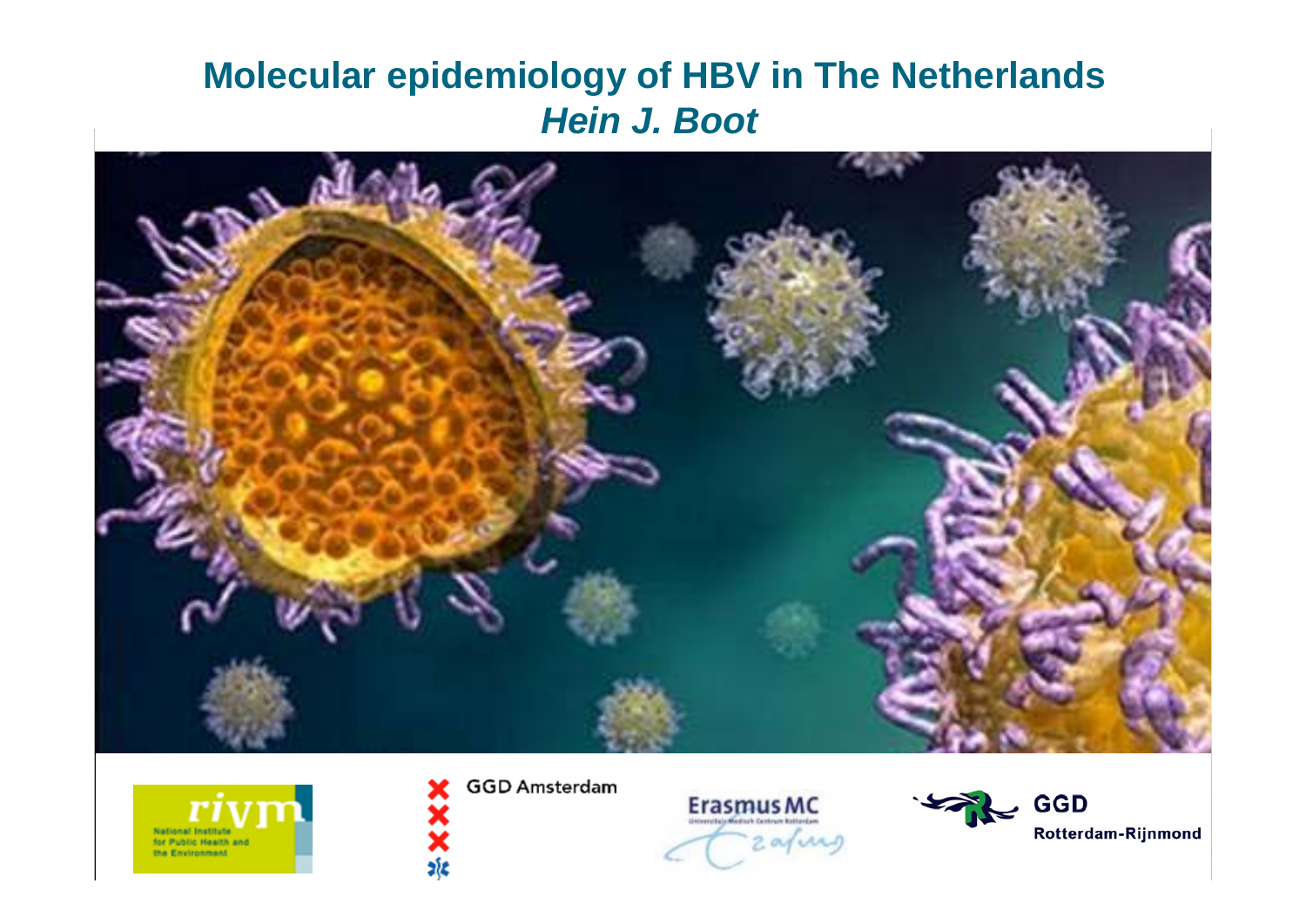# Molecular epidemiology of HBV in The Netherlands

***Hein J. Boot***

rivm National Institute for Public Health and the Environment

GGD Amsterdam

Erasmus MC

GGD Rotterdam-Rijnmond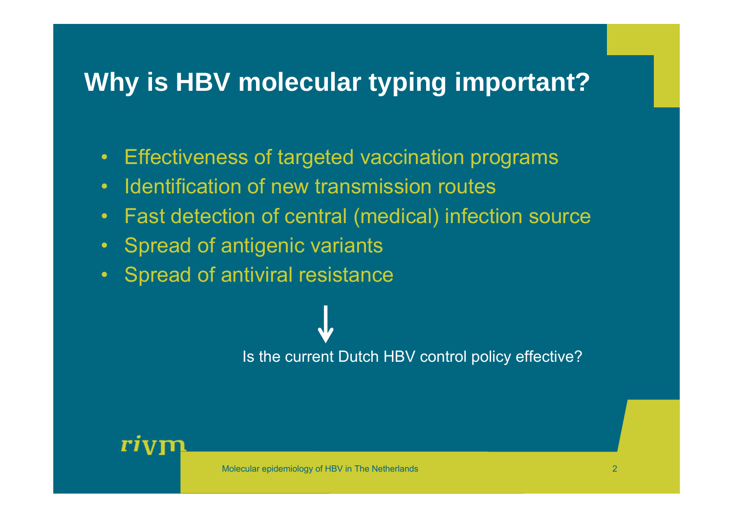# Why is HBV molecular typing important?

- Effectiveness of targeted vaccination programs
- Identification of new transmission routes
- Fast detection of central (medical) infection source
- Spread of antigenic variants
- Spread of antiviral resistance

↓

Is the current Dutch HBV control policy effective?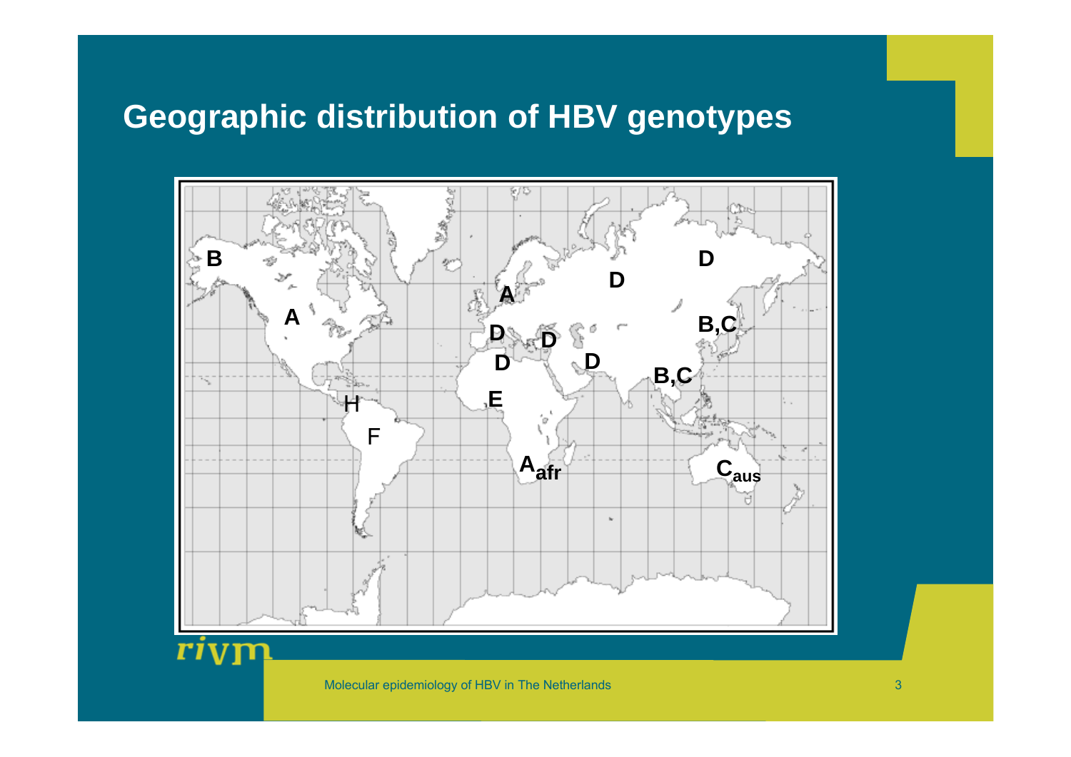# Geographic distribution of HBV genotypes

B

A

A

D

D

D

D

D

D

B,C

B,C

E

H

F

$A_{afr}$

$C_{aus}$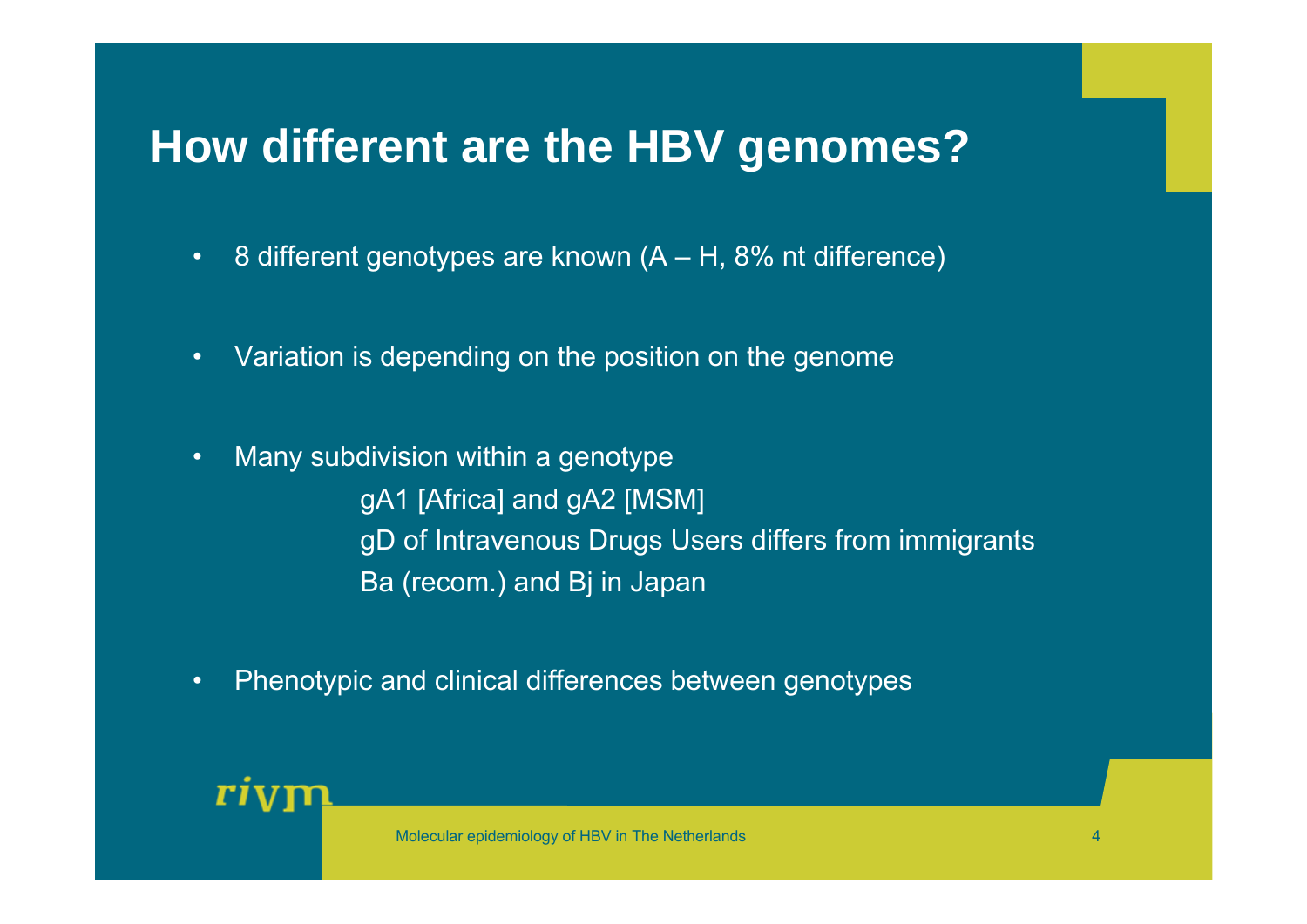# How different are the HBV genomes?

- 8 different genotypes are known (A – H, 8% nt difference)
- Variation is depending on the position on the genome
- Many subdivision within a genotype
  - gA1 [Africa] and gA2 [MSM]
  - gD of Intravenous Drugs Users differs from immigrants
  - Ba (recom.) and Bj in Japan
- Phenotypic and clinical differences between genotypes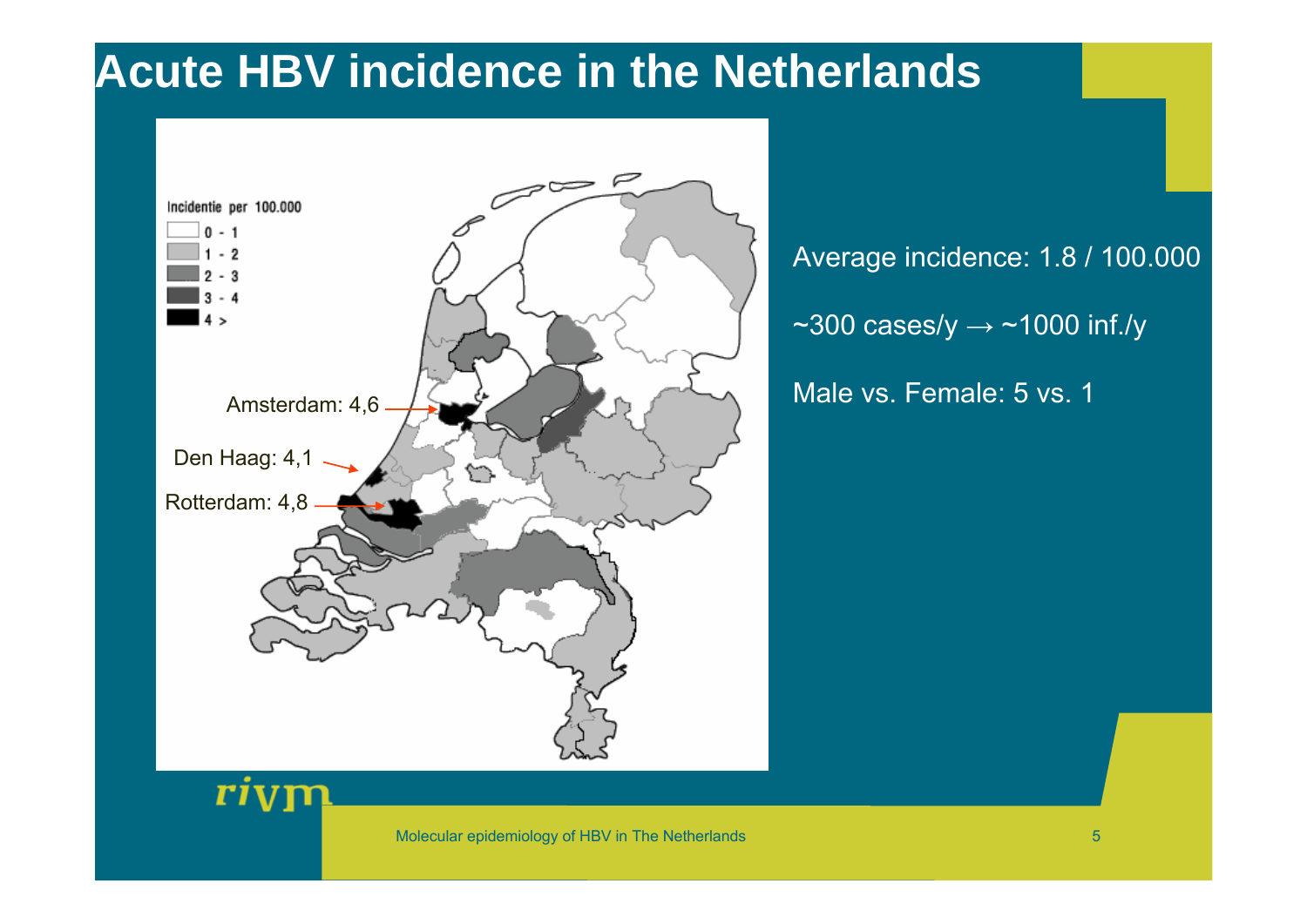# Acute HBV incidence in the Netherlands

Incidentie per 100.000

- 0 - 1
- 1 - 2
- 2 - 3
- 3 - 4
- 4 >

Amsterdam: 4,6

Den Haag: 4,1

Rotterdam: 4,8

Average incidence: 1.8 / 100.000

~300 cases/y → ~1000 inf./y

Male vs. Female: 5 vs. 1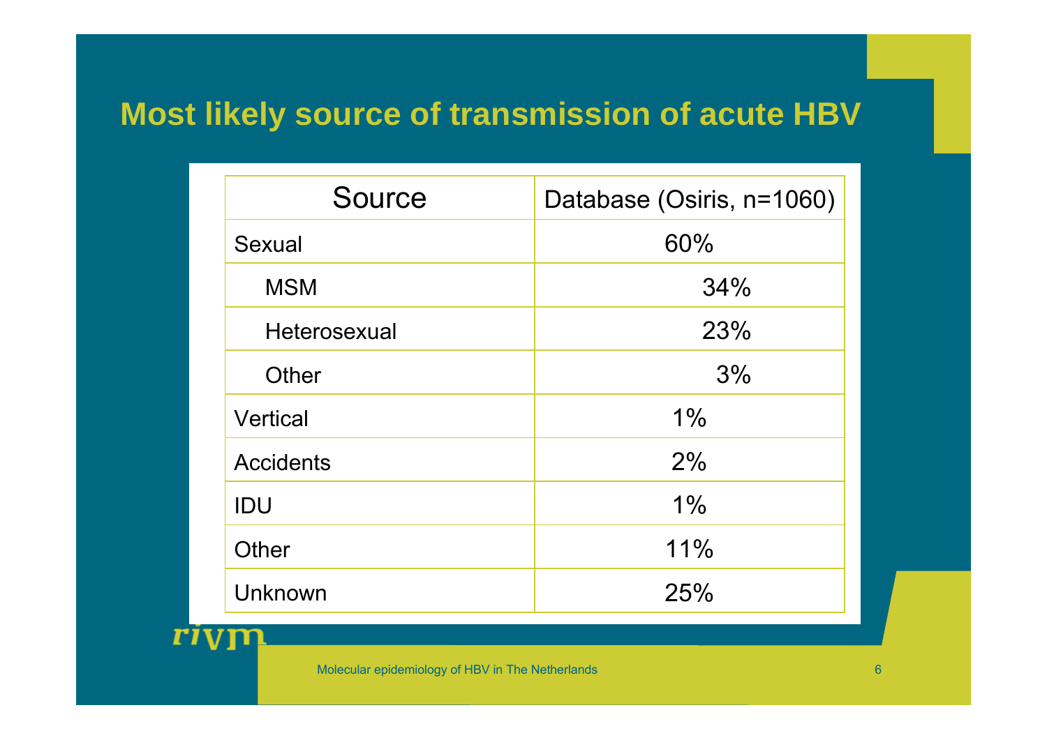# Most likely source of transmission of acute HBV

| Source | Database (Osiris, n=1060) |
|---|---|
| Sexual | 60% |
| MSM | 34% |
| Heterosexual | 23% |
| Other | 3% |
| Vertical | 1% |
| Accidents | 2% |
| IDU | 1% |
| Other | 11% |
| Unknown | 25% |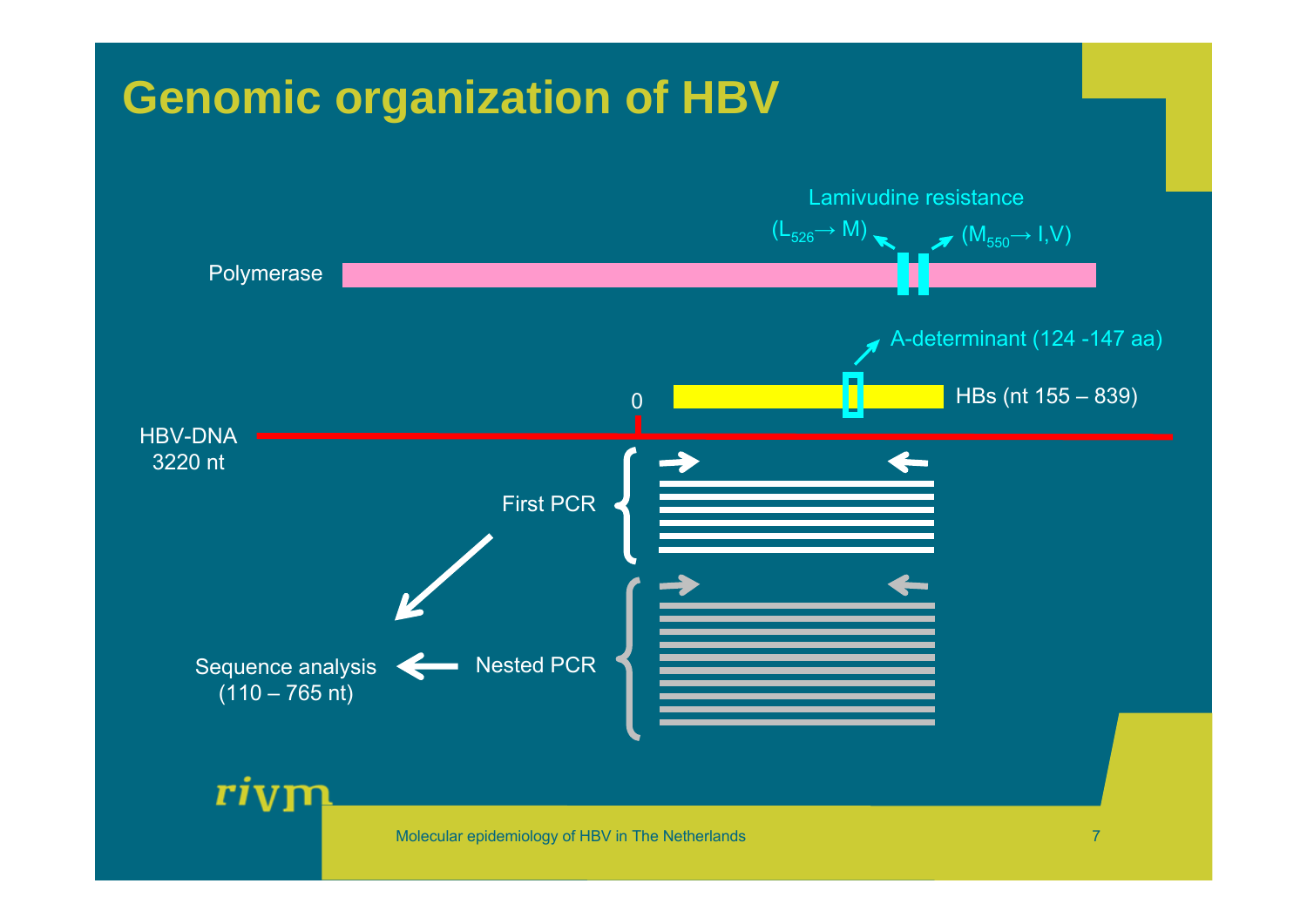# Genomic organization of HBV

Lamivudine resistance

($L_{526} \rightarrow M$) ($M_{550} \rightarrow I,V$)

Polymerase

A-determinant (124 -147 aa)

0

HBs (nt 155 – 839)

HBV-DNA
3220 nt

First PCR

Nested PCR

Sequence analysis
(110 – 765 nt)

rivm

Molecular epidemiology of HBV in The Netherlands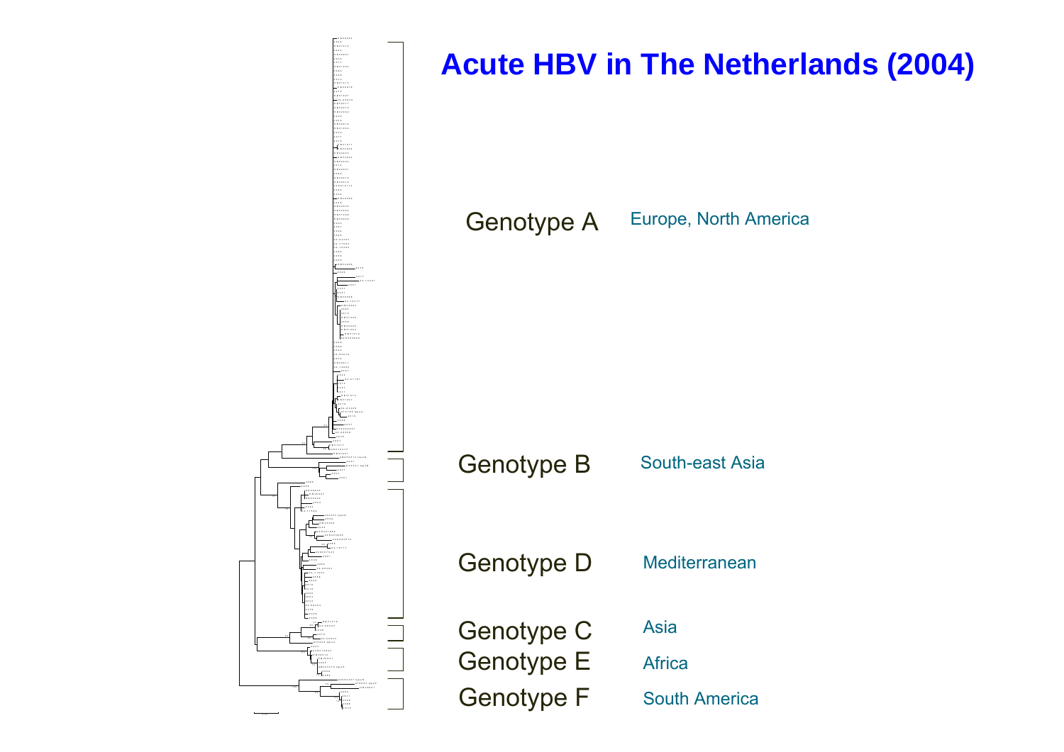# Acute HBV in The Netherlands (2004)

| Genotype | Region |
|---|---|
| Genotype A | Europe, North America |
| Genotype B | South-east Asia |
| Genotype D | Mediterranean |
| Genotype C | Asia |
| Genotype E | Africa |
| Genotype F | South America |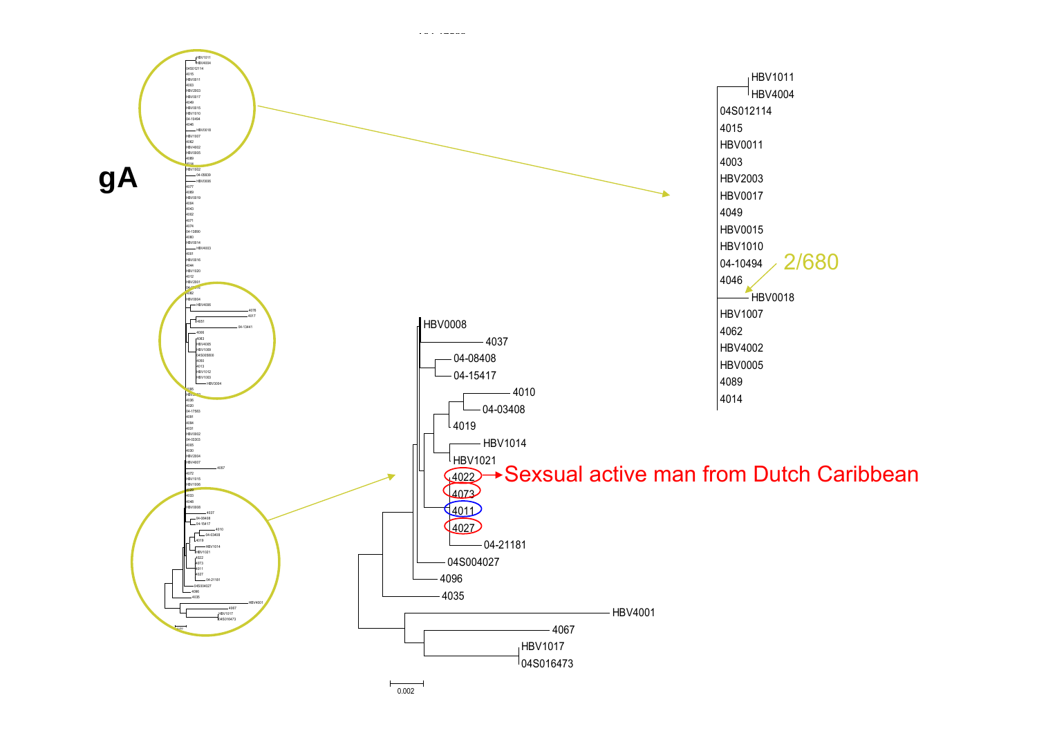# gA

HBV1011
HBV4004
04S012114
4015
HBV0011
4003
HBV2003
HBV0017
4049
HBV0015
HBV1010
04-10494
4046
HBV0018
HBV1007
4062
HBV4002
HBV0005
4089
4014

2/680

HBV0008
4037
04-08408
04-15417
4010
04-03408
4019
HBV1014
HBV1021
4022
4073
4011
4027
04-21181
04S004027
4096
4035
HBV4001
4067
HBV1017
04S016473

Sexsual active man from Dutch Caribbean

0.002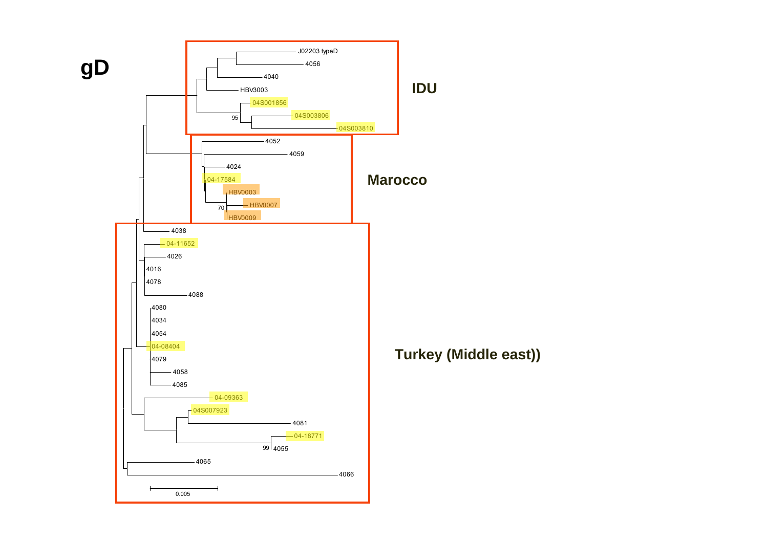# gD

J02203 typeD

4056

4040

HBV3003

04S001856

95

04S003806

04S003810

**IDU**

4052

4059

4024

04-17584

HBV0003

70

HBV0007

HBV0009

**Marocco**

4038

04-11652

4026

4016

4078

4088

4080

4034

4054

04-08404

4079

4058

4085

04-09363

04S007923

4081

04-18771

99

4055

4065

4066

0.005

**Turkey (Middle east))**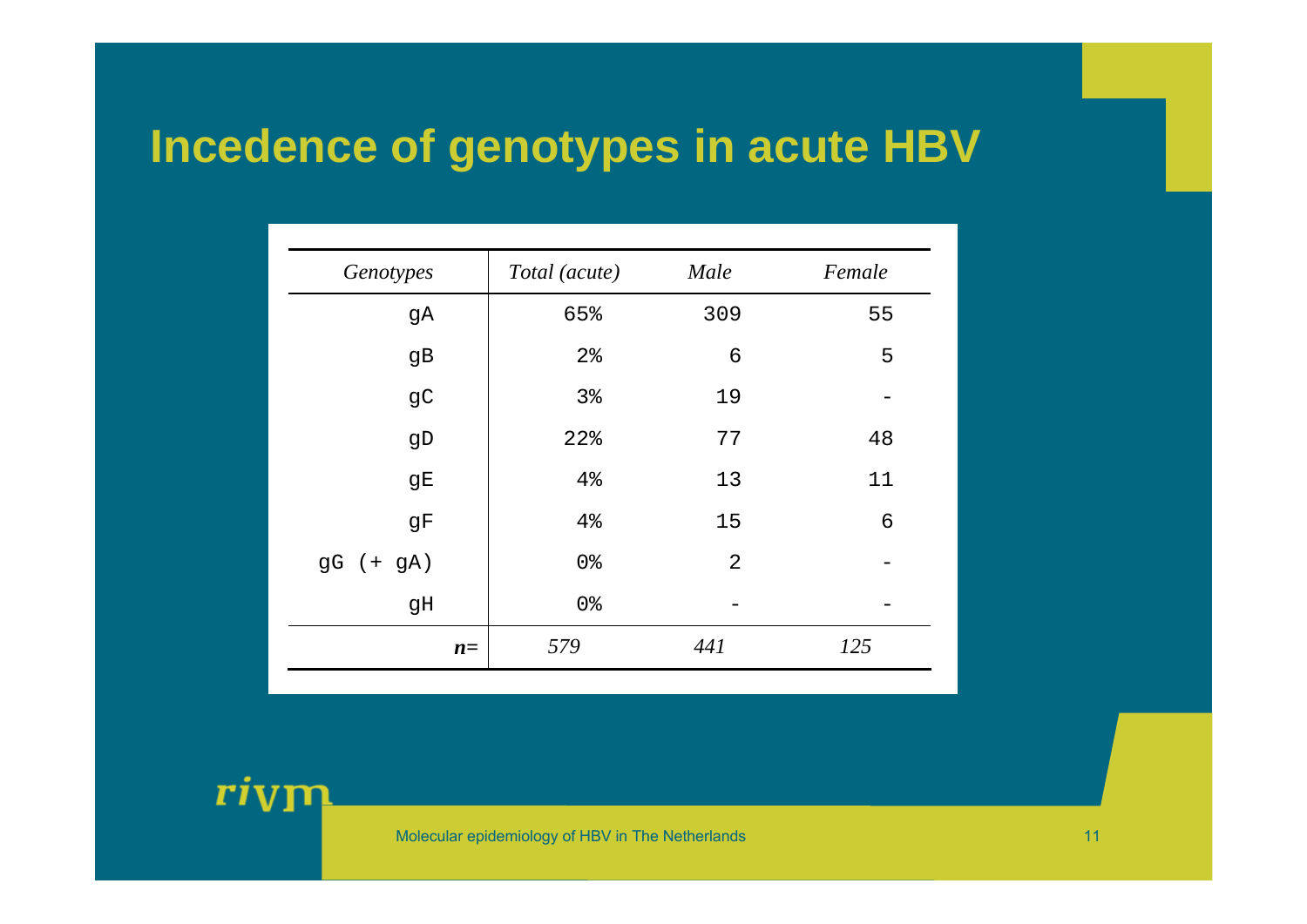# Incedence of genotypes in acute HBV

| *Genotypes* | *Total (acute)* | *Male* | *Female* |
|---|---|---|---|
| gA | 65% | 309 | 55 |
| gB | 2% | 6 | 5 |
| gC | 3% | 19 | - |
| gD | 22% | 77 | 48 |
| gE | 4% | 13 | 11 |
| gF | 4% | 15 | 6 |
| gG (+ gA) | 0% | 2 | - |
| gH | 0% | - | - |
| ***n=*** | *579* | *441* | *125* |

rivm

Molecular epidemiology of HBV in The Netherlands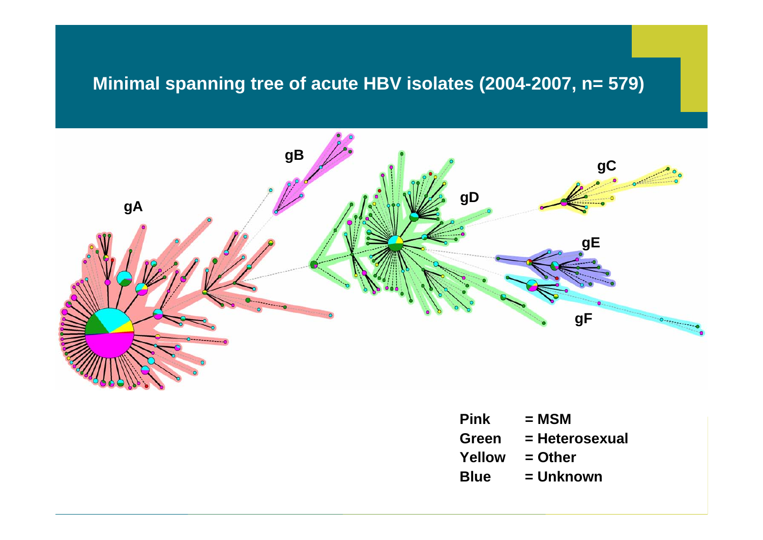# Minimal spanning tree of acute HBV isolates (2004-2007, n= 579)

gA

gB

gC

gD

gE

gF

**Pink** = MSM
**Green** = Heterosexual
**Yellow** = Other
**Blue** = Unknown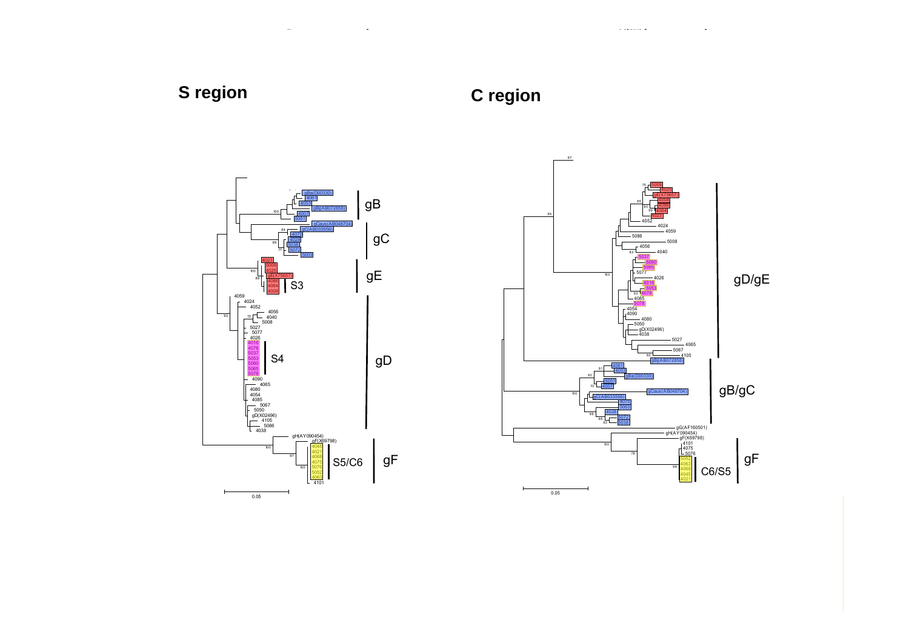**S region**

**C region**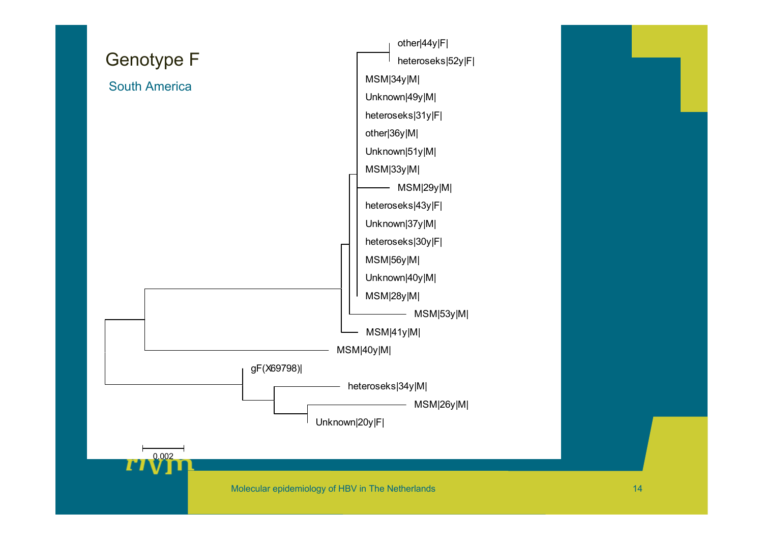# Genotype F

South America

other|44y|F|
heteroseks|52y|F|
MSM|34y|M|
Unknown|49y|M|
heteroseks|31y|F|
other|36y|M|
Unknown|51y|M|
MSM|33y|M|
MSM|29y|M|
heteroseks|43y|F|
Unknown|37y|M|
heteroseks|30y|F|
MSM|56y|M|
Unknown|40y|M|
MSM|28y|M|
MSM|53y|M|
MSM|41y|M|
MSM|40y|M|
gF(X69798)|
heteroseks|34y|M|
MSM|26y|M|
Unknown|20y|F|

0.002

Molecular epidemiology of HBV in The Netherlands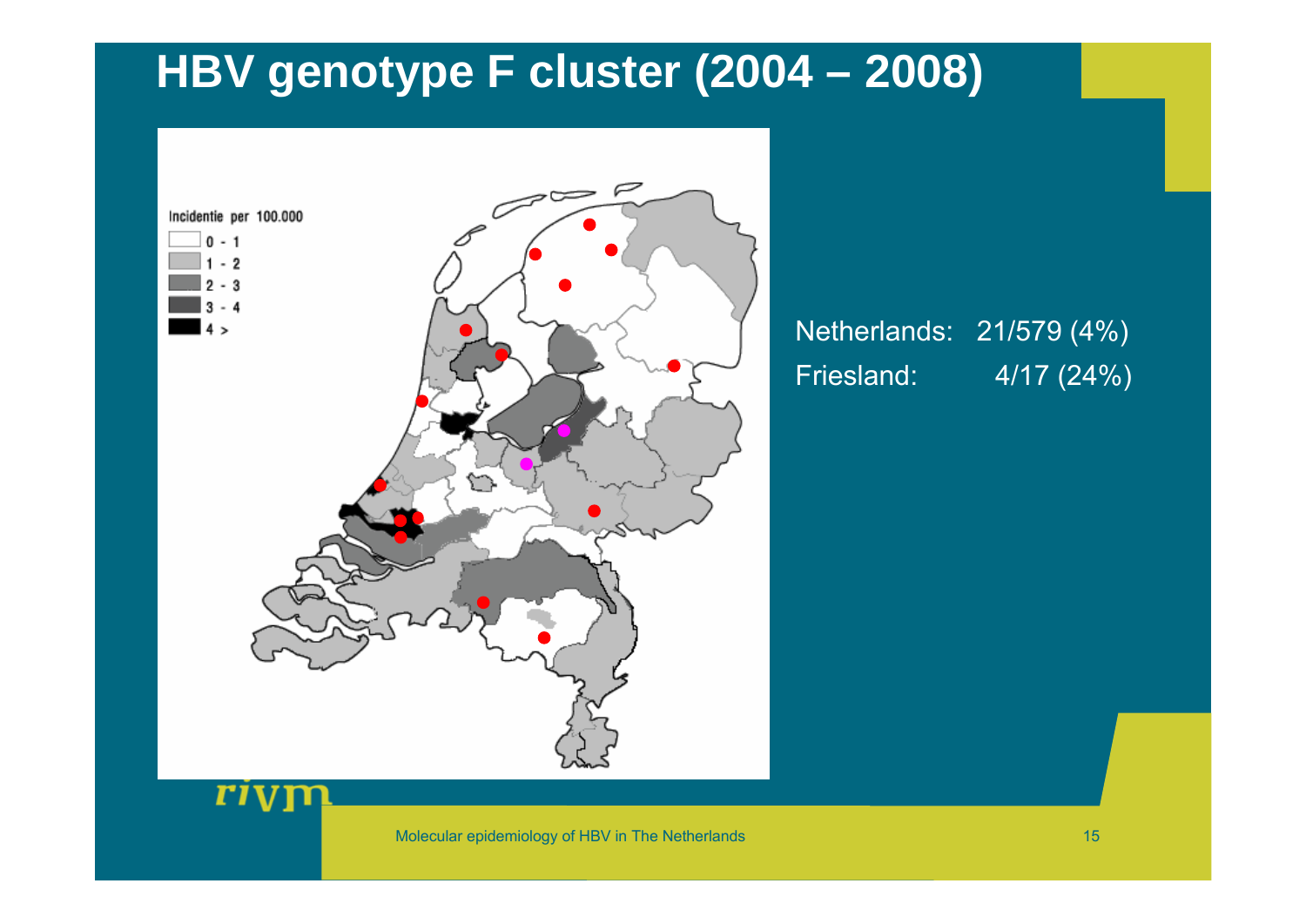# HBV genotype F cluster (2004 – 2008)

Netherlands: 21/579 (4%)

Friesland: 4/17 (24%)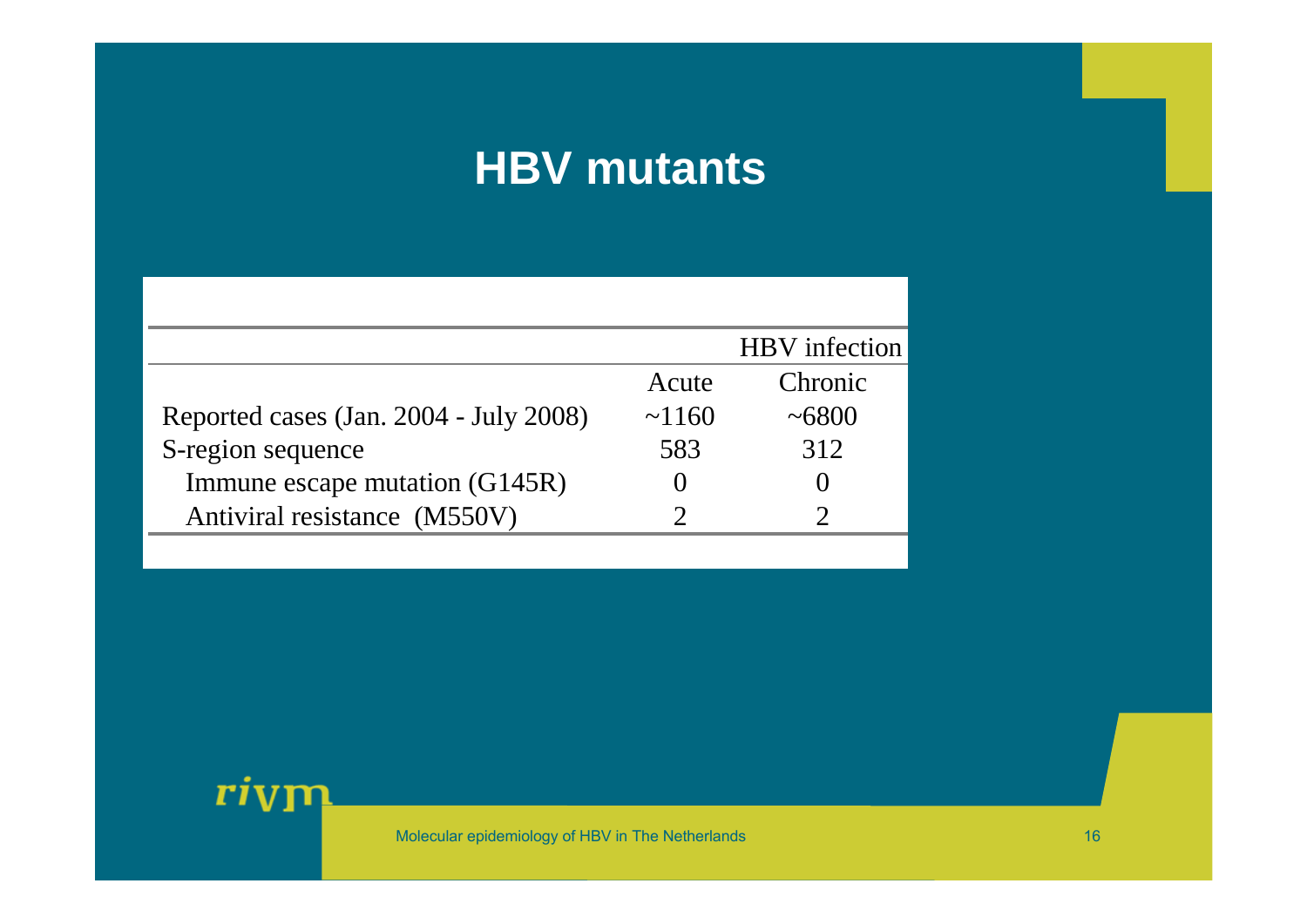# HBV mutants

| | HBV infection | |
|---|---|---|
| | Acute | Chronic |
| Reported cases (Jan. 2004 - July 2008) | ~1160 | ~6800 |
| S-region sequence | 583 | 312 |
| Immune escape mutation (G145R) | 0 | 0 |
| Antiviral resistance (M550V) | 2 | 2 |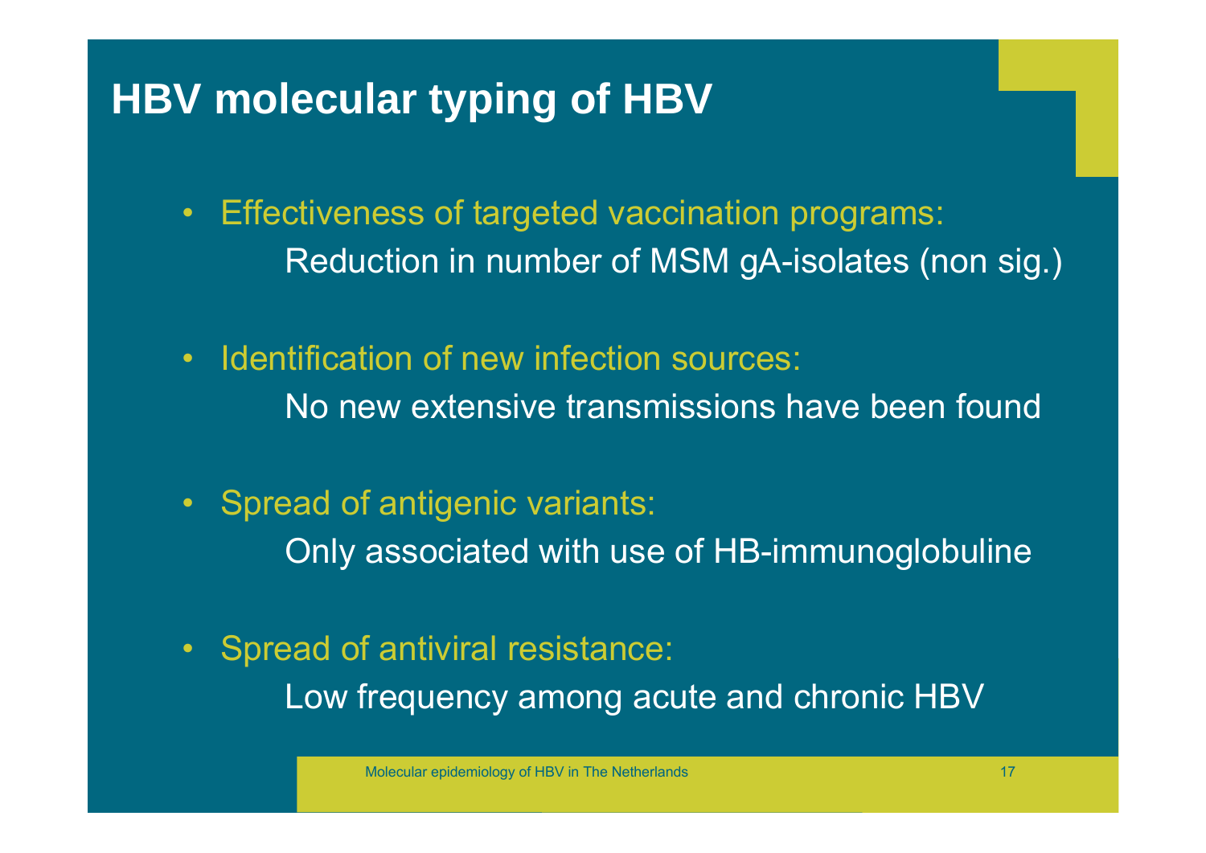# HBV molecular typing of HBV

- Effectiveness of targeted vaccination programs:
  Reduction in number of MSM gA-isolates (non sig.)
- Identification of new infection sources:
  No new extensive transmissions have been found
- Spread of antigenic variants:
  Only associated with use of HB-immunoglobuline
- Spread of antiviral resistance:
  Low frequency among acute and chronic HBV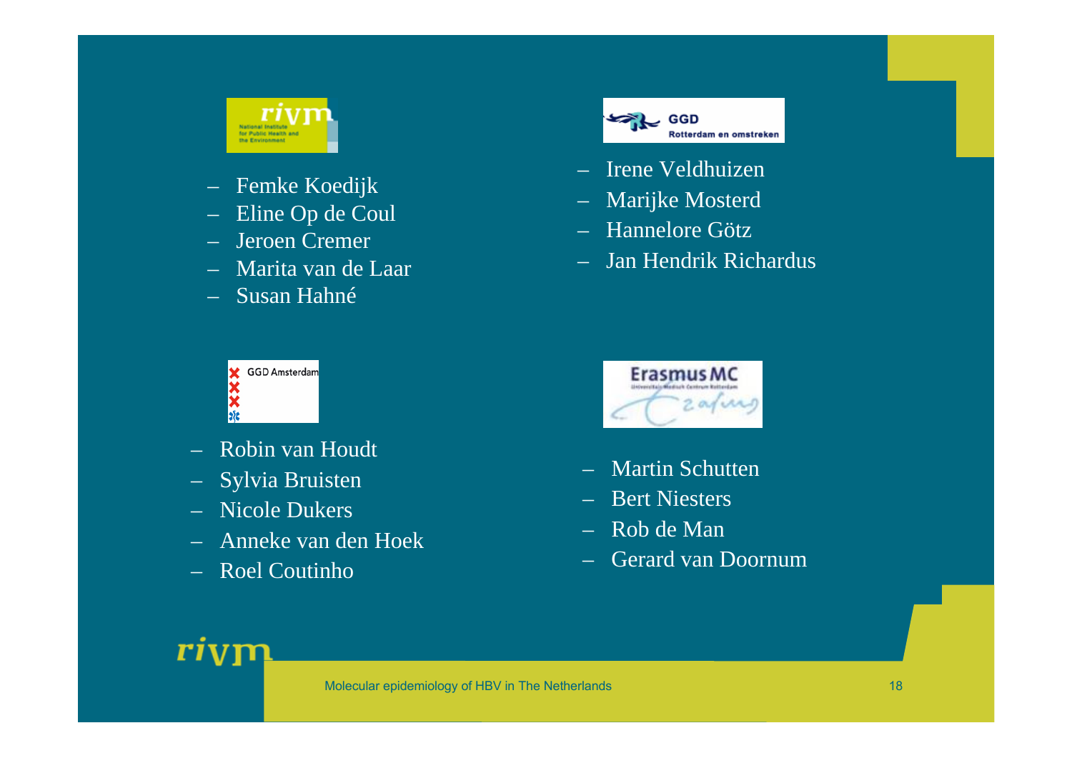**RIVM** – National Institute for Public Health and the Environment

- Femke Koedijk
- Eline Op de Coul
- Jeroen Cremer
- Marita van de Laar
- Susan Hahné

**GGD Rotterdam en omstreken**

- Irene Veldhuizen
- Marijke Mosterd
- Hannelore Götz
- Jan Hendrik Richardus

**GGD Amsterdam**

- Robin van Houdt
- Sylvia Bruisten
- Nicole Dukers
- Anneke van den Hoek
- Roel Coutinho

**Erasmus MC**

- Martin Schutten
- Bert Niesters
- Rob de Man
- Gerard van Doornum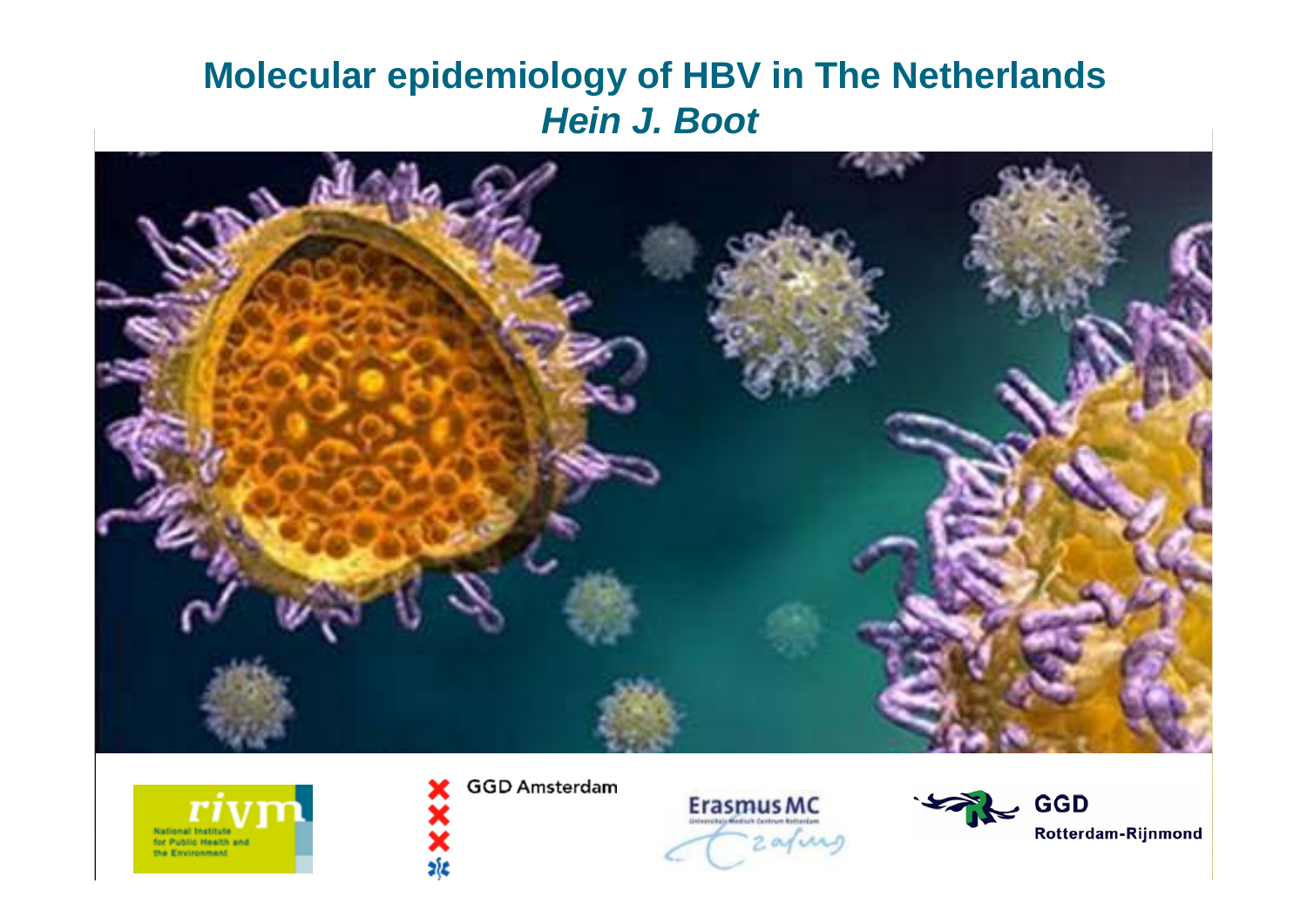# Molecular epidemiology of HBV in The Netherlands

***Hein J. Boot***

rivm
National Institute for Public Health and the Environment

GGD Amsterdam

Erasmus MC

GGD Rotterdam-Rijnmond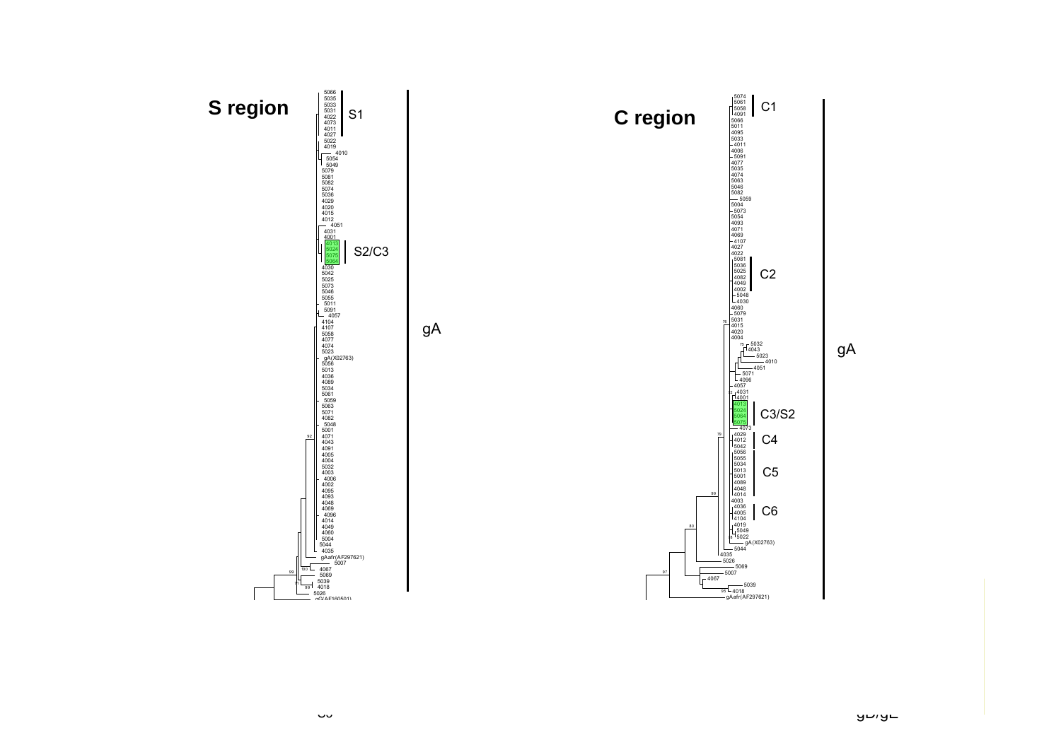S region

5066
5035
5033
5031
4022
4073
4011
4027
5022
4019
4010
5054
5049
5079
5081
5082
5074
5036
4029
4020
4015
4012
4051
4031
4001
4013
5024
5075
5064
4030
5042
5025
5073
5046
5055
5011
5091
4057
4104
4107
5058
4077
4074
5023
gA(X02763)
5056
5013
4036
4089
5034
5061
5059
5063
5071
4082
5048
5001
4071
4043
4091
4005
4004
5032
4003
4006
4002
4095
4093
4048
4069
4096
4014
4049
4060
5004
5044
4035
gAafr(AF297621)
5007
4067
5069
5039
4018
5026
gG(AF160501)

92
100
99
99

S1

S2/C3

gA

C region

5074
5061
5058
4091
5066
5011
4095
5033
4011
4006
5091
4077
5035
4074
5063
5046
5082
5059
5004
5073
5054
4093
4071
4069
4107
4027
4022
5081
5036
5025
4082
4049
4002
5048
4030
4060
5079
5031
4015
4020
4004
5032
4043
5023
4010
4051
5071
4096
4057
4031
4001
4013
5024
5064
5075
4073
4029
4012
5042
5056
5055
5034
5013
5001
4089
4048
4014
4003
4036
4005
4104
4019
5049
5022
gA(X02763)
5044
4035
5026
5069
5007
4067
5039
4018
gAafr(AF297621)

78
75
79
99
80
97
95

C1

C2

C3/S2

C4

C5

C6

gA